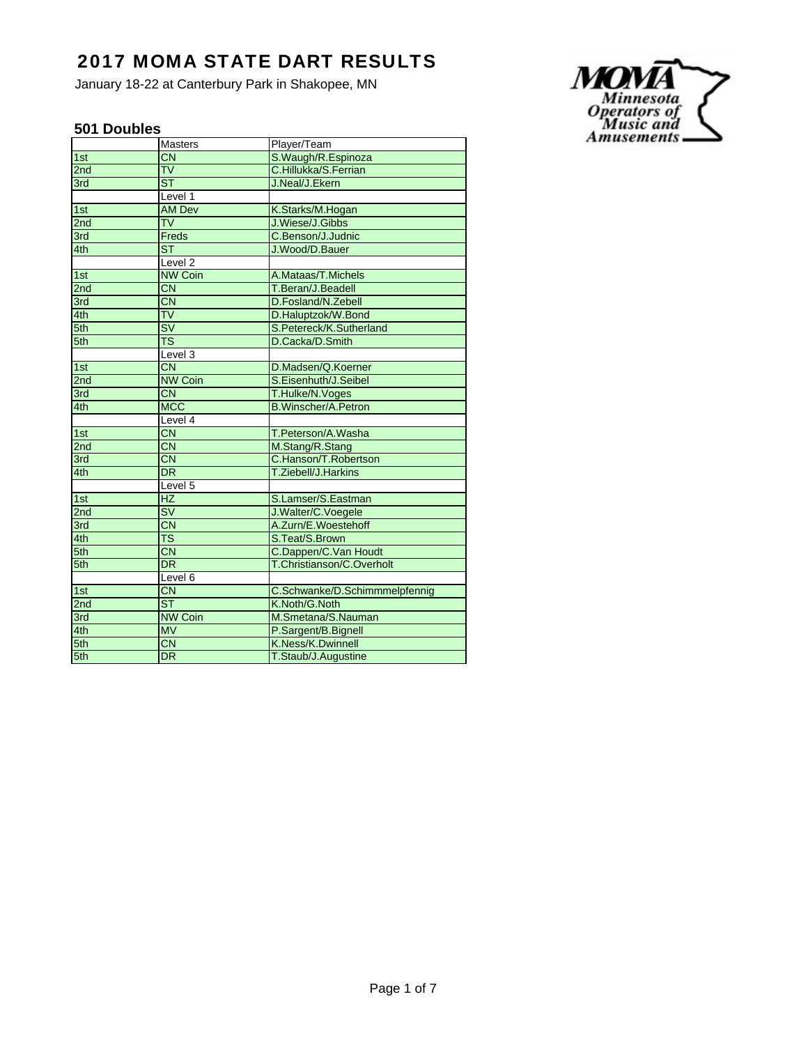# 2017 MOMA STATE DART RESULTS

January 18-22 at Canterbury Park in Shakopee, MN

## 501 Doubles

| | Masters | Player/Team |
|---|---|---|
| 1st | CN | S.Waugh/R.Espinoza |
| 2nd | TV | C.Hillukka/S.Ferrian |
| 3rd | ST | J.Neal/J.Ekern |
| | Level 1 | |
| 1st | AM Dev | K.Starks/M.Hogan |
| 2nd | TV | J.Wiese/J.Gibbs |
| 3rd | Freds | C.Benson/J.Judnic |
| 4th | ST | J.Wood/D.Bauer |
| | Level 2 | |
| 1st | NW Coin | A.Mataas/T.Michels |
| 2nd | CN | T.Beran/J.Beadell |
| 3rd | CN | D.Fosland/N.Zebell |
| 4th | TV | D.Haluptzok/W.Bond |
| 5th | SV | S.Petereck/K.Sutherland |
| 5th | TS | D.Cacka/D.Smith |
| | Level 3 | |
| 1st | CN | D.Madsen/Q.Koerner |
| 2nd | NW Coin | S.Eisenhuth/J.Seibel |
| 3rd | CN | T.Hulke/N.Voges |
| 4th | MCC | B.Winscher/A.Petron |
| | Level 4 | |
| 1st | CN | T.Peterson/A.Washa |
| 2nd | CN | M.Stang/R.Stang |
| 3rd | CN | C.Hanson/T.Robertson |
| 4th | DR | T.Ziebell/J.Harkins |
| | Level 5 | |
| 1st | HZ | S.Lamser/S.Eastman |
| 2nd | SV | J.Walter/C.Voegele |
| 3rd | CN | A.Zurn/E.Woestehoff |
| 4th | TS | S.Teat/S.Brown |
| 5th | CN | C.Dappen/C.Van Houdt |
| 5th | DR | T.Christianson/C.Overholt |
| | Level 6 | |
| 1st | CN | C.Schwanke/D.Schimmmelpfennig |
| 2nd | ST | K.Noth/G.Noth |
| 3rd | NW Coin | M.Smetana/S.Nauman |
| 4th | MV | P.Sargent/B.Bignell |
| 5th | CN | K.Ness/K.Dwinnell |
| 5th | DR | T.Staub/J.Augustine |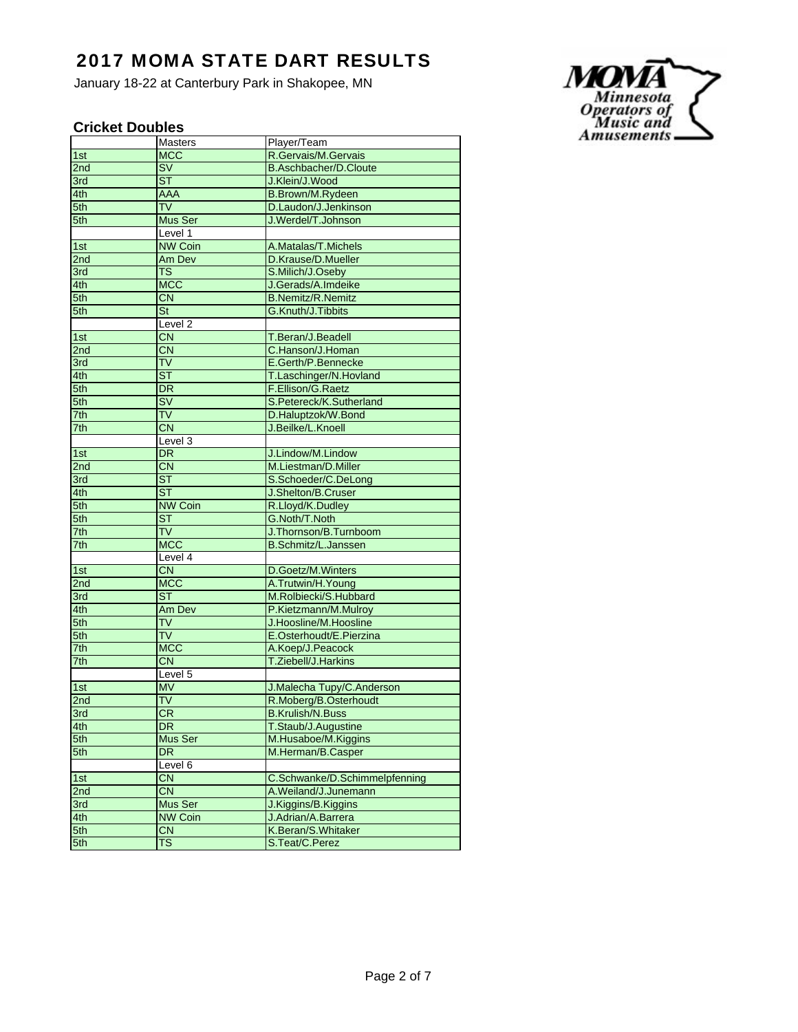# 2017 MOMA STATE DART RESULTS

January 18-22 at Canterbury Park in Shakopee, MN

Minnesota Operators of Music and Amusements

### Cricket Doubles

| | Masters | Player/Team |
|---|---|---|
| 1st | MCC | R.Gervais/M.Gervais |
| 2nd | SV | B.Aschbacher/D.Cloute |
| 3rd | ST | J.Klein/J.Wood |
| 4th | AAA | B.Brown/M.Rydeen |
| 5th | TV | D.Laudon/J.Jenkinson |
| 5th | Mus Ser | J.Werdel/T.Johnson |
| | Level 1 | |
| 1st | NW Coin | A.Matalas/T.Michels |
| 2nd | Am Dev | D.Krause/D.Mueller |
| 3rd | TS | S.Milich/J.Oseby |
| 4th | MCC | J.Gerads/A.Imdeike |
| 5th | CN | B.Nemitz/R.Nemitz |
| 5th | St | G.Knuth/J.Tibbits |
| | Level 2 | |
| 1st | CN | T.Beran/J.Beadell |
| 2nd | CN | C.Hanson/J.Homan |
| 3rd | TV | E.Gerth/P.Bennecke |
| 4th | ST | T.Laschinger/N.Hovland |
| 5th | DR | F.Ellison/G.Raetz |
| 5th | SV | S.Petereck/K.Sutherland |
| 7th | TV | D.Haluptzok/W.Bond |
| 7th | CN | J.Beilke/L.Knoell |
| | Level 3 | |
| 1st | DR | J.Lindow/M.Lindow |
| 2nd | CN | M.Liestman/D.Miller |
| 3rd | ST | S.Schoeder/C.DeLong |
| 4th | ST | J.Shelton/B.Cruser |
| 5th | NW Coin | R.Lloyd/K.Dudley |
| 5th | ST | G.Noth/T.Noth |
| 7th | TV | J.Thornson/B.Turnboom |
| 7th | MCC | B.Schmitz/L.Janssen |
| | Level 4 | |
| 1st | CN | D.Goetz/M.Winters |
| 2nd | MCC | A.Trutwin/H.Young |
| 3rd | ST | M.Rolbiecki/S.Hubbard |
| 4th | Am Dev | P.Kietzmann/M.Mulroy |
| 5th | TV | J.Hoosline/M.Hoosline |
| 5th | TV | E.Osterhoudt/E.Pierzina |
| 7th | MCC | A.Koep/J.Peacock |
| 7th | CN | T.Ziebell/J.Harkins |
| | Level 5 | |
| 1st | MV | J.Malecha Tupy/C.Anderson |
| 2nd | TV | R.Moberg/B.Osterhoudt |
| 3rd | CR | B.Krulish/N.Buss |
| 4th | DR | T.Staub/J.Augustine |
| 5th | Mus Ser | M.Husaboe/M.Kiggins |
| 5th | DR | M.Herman/B.Casper |
| | Level 6 | |
| 1st | CN | C.Schwanke/D.Schimmelpfenning |
| 2nd | CN | A.Weiland/J.Junemann |
| 3rd | Mus Ser | J.Kiggins/B.Kiggins |
| 4th | NW Coin | J.Adrian/A.Barrera |
| 5th | CN | K.Beran/S.Whitaker |
| 5th | TS | S.Teat/C.Perez |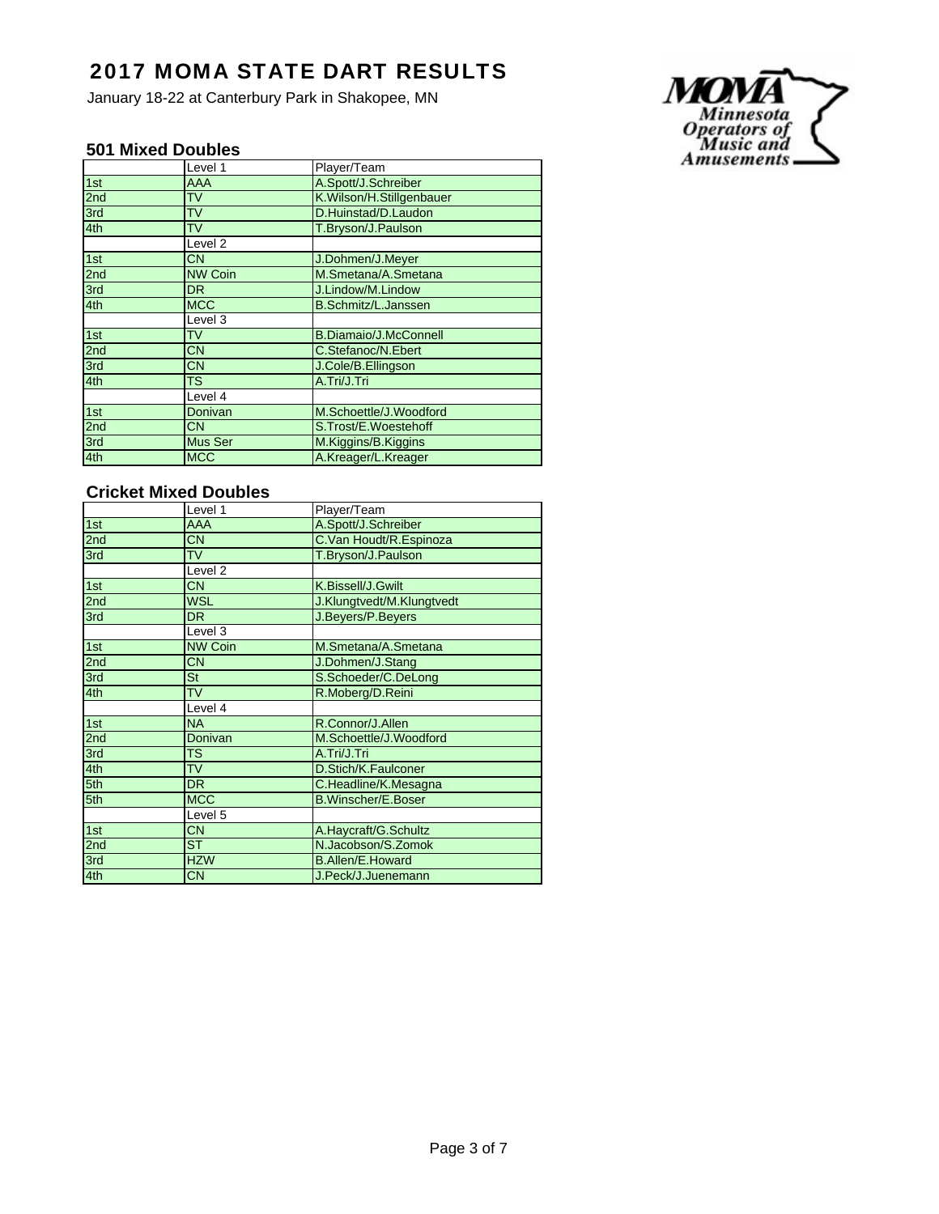# 2017 MOMA STATE DART RESULTS

January 18-22 at Canterbury Park in Shakopee, MN

### 501 Mixed Doubles

| | Level 1 | Player/Team |
|---|---|---|
| 1st | AAA | A.Spott/J.Schreiber |
| 2nd | TV | K.Wilson/H.Stillgenbauer |
| 3rd | TV | D.Huinstad/D.Laudon |
| 4th | TV | T.Bryson/J.Paulson |
| | Level 2 | |
| 1st | CN | J.Dohmen/J.Meyer |
| 2nd | NW Coin | M.Smetana/A.Smetana |
| 3rd | DR | J.Lindow/M.Lindow |
| 4th | MCC | B.Schmitz/L.Janssen |
| | Level 3 | |
| 1st | TV | B.Diamaio/J.McConnell |
| 2nd | CN | C.Stefanoc/N.Ebert |
| 3rd | CN | J.Cole/B.Ellingson |
| 4th | TS | A.Tri/J.Tri |
| | Level 4 | |
| 1st | Donivan | M.Schoettle/J.Woodford |
| 2nd | CN | S.Trost/E.Woestehoff |
| 3rd | Mus Ser | M.Kiggins/B.Kiggins |
| 4th | MCC | A.Kreager/L.Kreager |

### Cricket Mixed Doubles

| | Level 1 | Player/Team |
|---|---|---|
| 1st | AAA | A.Spott/J.Schreiber |
| 2nd | CN | C.Van Houdt/R.Espinoza |
| 3rd | TV | T.Bryson/J.Paulson |
| | Level 2 | |
| 1st | CN | K.Bissell/J.Gwilt |
| 2nd | WSL | J.Klungtvedt/M.Klungtvedt |
| 3rd | DR | J.Beyers/P.Beyers |
| | Level 3 | |
| 1st | NW Coin | M.Smetana/A.Smetana |
| 2nd | CN | J.Dohmen/J.Stang |
| 3rd | St | S.Schoeder/C.DeLong |
| 4th | TV | R.Moberg/D.Reini |
| | Level 4 | |
| 1st | NA | R.Connor/J.Allen |
| 2nd | Donivan | M.Schoettle/J.Woodford |
| 3rd | TS | A.Tri/J.Tri |
| 4th | TV | D.Stich/K.Faulconer |
| 5th | DR | C.Headline/K.Mesagna |
| 5th | MCC | B.Winscher/E.Boser |
| | Level 5 | |
| 1st | CN | A.Haycraft/G.Schultz |
| 2nd | ST | N.Jacobson/S.Zomok |
| 3rd | HZW | B.Allen/E.Howard |
| 4th | CN | J.Peck/J.Juenemann |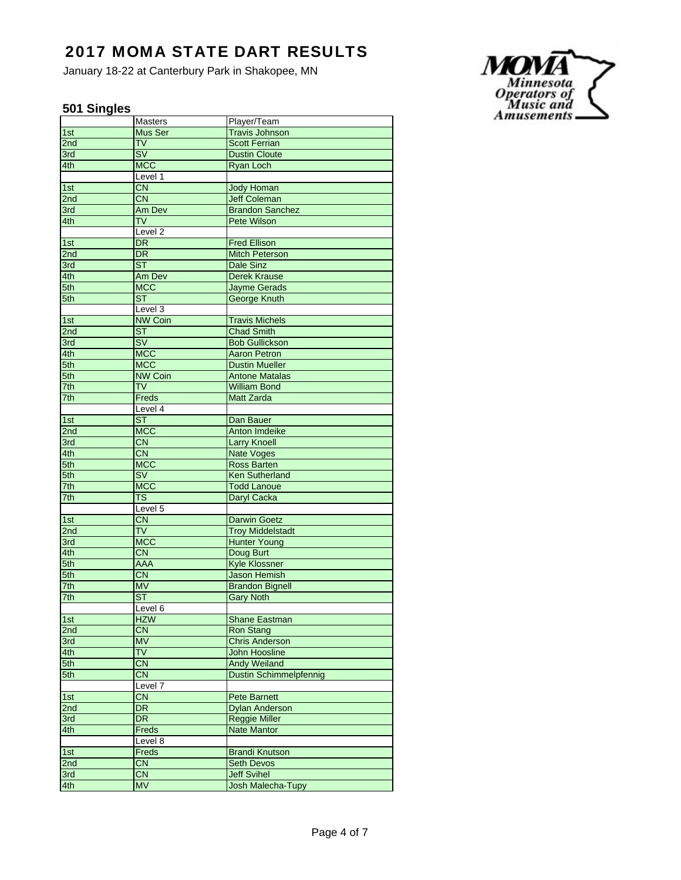# 2017 MOMA STATE DART RESULTS

January 18-22 at Canterbury Park in Shakopee, MN

Minnesota Operators of Music and Amusements

## 501 Singles

| | Masters | Player/Team |
|---|---|---|
| 1st | Mus Ser | Travis Johnson |
| 2nd | TV | Scott Ferrian |
| 3rd | SV | Dustin Cloute |
| 4th | MCC | Ryan Loch |
| | Level 1 | |
| 1st | CN | Jody Homan |
| 2nd | CN | Jeff Coleman |
| 3rd | Am Dev | Brandon Sanchez |
| 4th | TV | Pete Wilson |
| | Level 2 | |
| 1st | DR | Fred Ellison |
| 2nd | DR | Mitch Peterson |
| 3rd | ST | Dale Sinz |
| 4th | Am Dev | Derek Krause |
| 5th | MCC | Jayme Gerads |
| 5th | ST | George Knuth |
| | Level 3 | |
| 1st | NW Coin | Travis Michels |
| 2nd | ST | Chad Smith |
| 3rd | SV | Bob Gullickson |
| 4th | MCC | Aaron Petron |
| 5th | MCC | Dustin Mueller |
| 5th | NW Coin | Antone Matalas |
| 7th | TV | William Bond |
| 7th | Freds | Matt Zarda |
| | Level 4 | |
| 1st | ST | Dan Bauer |
| 2nd | MCC | Anton Imdeike |
| 3rd | CN | Larry Knoell |
| 4th | CN | Nate Voges |
| 5th | MCC | Ross Barten |
| 5th | SV | Ken Sutherland |
| 7th | MCC | Todd Lanoue |
| 7th | TS | Daryl Cacka |
| | Level 5 | |
| 1st | CN | Darwin Goetz |
| 2nd | TV | Troy Middelstadt |
| 3rd | MCC | Hunter Young |
| 4th | CN | Doug Burt |
| 5th | AAA | Kyle Klossner |
| 5th | CN | Jason Hemish |
| 7th | MV | Brandon Bignell |
| 7th | ST | Gary Noth |
| | Level 6 | |
| 1st | HZW | Shane Eastman |
| 2nd | CN | Ron Stang |
| 3rd | MV | Chris Anderson |
| 4th | TV | John Hoosline |
| 5th | CN | Andy Weiland |
| 5th | CN | Dustin Schimmelpfennig |
| | Level 7 | |
| 1st | CN | Pete Barnett |
| 2nd | DR | Dylan Anderson |
| 3rd | DR | Reggie Miller |
| 4th | Freds | Nate Mantor |
| | Level 8 | |
| 1st | Freds | Brandi Knutson |
| 2nd | CN | Seth Devos |
| 3rd | CN | Jeff Svihel |
| 4th | MV | Josh Malecha-Tupy |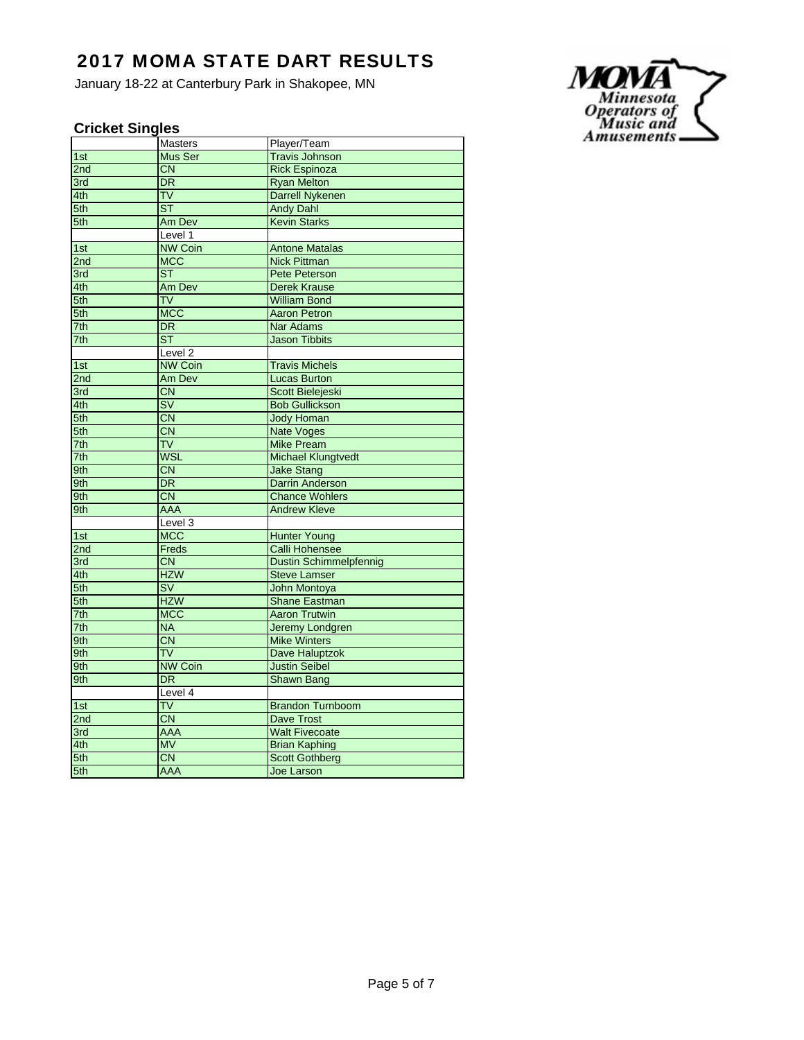# 2017 MOMA STATE DART RESULTS

January 18-22 at Canterbury Park in Shakopee, MN

Minnesota Operators of Music and Amusements

## Cricket Singles

| | Masters | Player/Team |
|---|---|---|
| 1st | Mus Ser | Travis Johnson |
| 2nd | CN | Rick Espinoza |
| 3rd | DR | Ryan Melton |
| 4th | TV | Darrell Nykenen |
| 5th | ST | Andy Dahl |
| 5th | Am Dev | Kevin Starks |
| | Level 1 | |
| 1st | NW Coin | Antone Matalas |
| 2nd | MCC | Nick Pittman |
| 3rd | ST | Pete Peterson |
| 4th | Am Dev | Derek Krause |
| 5th | TV | William Bond |
| 5th | MCC | Aaron Petron |
| 7th | DR | Nar Adams |
| 7th | ST | Jason Tibbits |
| | Level 2 | |
| 1st | NW Coin | Travis Michels |
| 2nd | Am Dev | Lucas Burton |
| 3rd | CN | Scott Bielejeski |
| 4th | SV | Bob Gullickson |
| 5th | CN | Jody Homan |
| 5th | CN | Nate Voges |
| 7th | TV | Mike Pream |
| 7th | WSL | Michael Klungtvedt |
| 9th | CN | Jake Stang |
| 9th | DR | Darrin Anderson |
| 9th | CN | Chance Wohlers |
| 9th | AAA | Andrew Kleve |
| | Level 3 | |
| 1st | MCC | Hunter Young |
| 2nd | Freds | Calli Hohensee |
| 3rd | CN | Dustin Schimmelpfennig |
| 4th | HZW | Steve Lamser |
| 5th | SV | John Montoya |
| 5th | HZW | Shane Eastman |
| 7th | MCC | Aaron Trutwin |
| 7th | NA | Jeremy Londgren |
| 9th | CN | Mike Winters |
| 9th | TV | Dave Haluptzok |
| 9th | NW Coin | Justin Seibel |
| 9th | DR | Shawn Bang |
| | Level 4 | |
| 1st | TV | Brandon Turnboom |
| 2nd | CN | Dave Trost |
| 3rd | AAA | Walt Fivecoate |
| 4th | MV | Brian Kaphing |
| 5th | CN | Scott Gothberg |
| 5th | AAA | Joe Larson |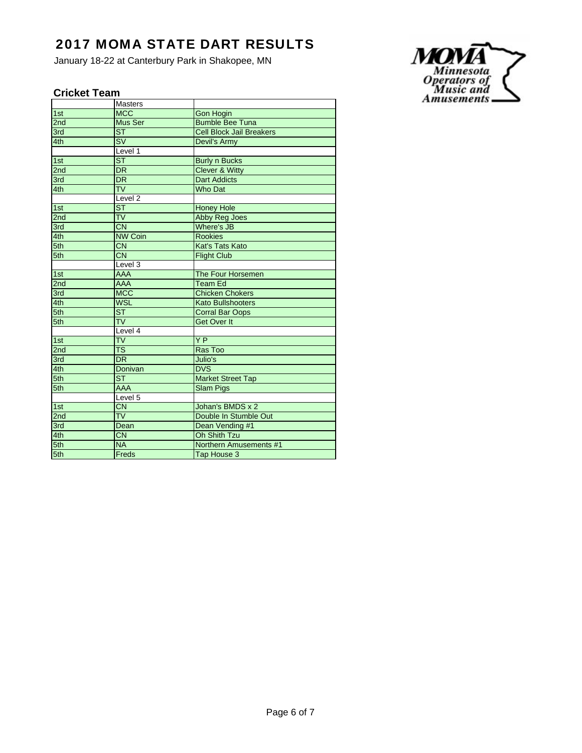# 2017 MOMA STATE DART RESULTS

January 18-22 at Canterbury Park in Shakopee, MN

MOMA Minnesota Operators of Music and Amusements

## Cricket Team

| | Masters | |
|---|---|---|
| 1st | MCC | Gon Hogin |
| 2nd | Mus Ser | Bumble Bee Tuna |
| 3rd | ST | Cell Block Jail Breakers |
| 4th | SV | Devil's Army |
| | Level 1 | |
| 1st | ST | Burly n Bucks |
| 2nd | DR | Clever & Witty |
| 3rd | DR | Dart Addicts |
| 4th | TV | Who Dat |
| | Level 2 | |
| 1st | ST | Honey Hole |
| 2nd | TV | Abby Reg Joes |
| 3rd | CN | Where's JB |
| 4th | NW Coin | Rookies |
| 5th | CN | Kat's Tats Kato |
| 5th | CN | Flight Club |
| | Level 3 | |
| 1st | AAA | The Four Horsemen |
| 2nd | AAA | Team Ed |
| 3rd | MCC | Chicken Chokers |
| 4th | WSL | Kato Bullshooters |
| 5th | ST | Corral Bar Oops |
| 5th | TV | Get Over It |
| | Level 4 | |
| 1st | TV | Y P |
| 2nd | TS | Ras Too |
| 3rd | DR | Julio's |
| 4th | Donivan | DVS |
| 5th | ST | Market Street Tap |
| 5th | AAA | Slam Pigs |
| | Level 5 | |
| 1st | CN | Johan's BMDS x 2 |
| 2nd | TV | Double In Stumble Out |
| 3rd | Dean | Dean Vending #1 |
| 4th | CN | Oh Shith Tzu |
| 5th | NA | Northern Amusements #1 |
| 5th | Freds | Tap House 3 |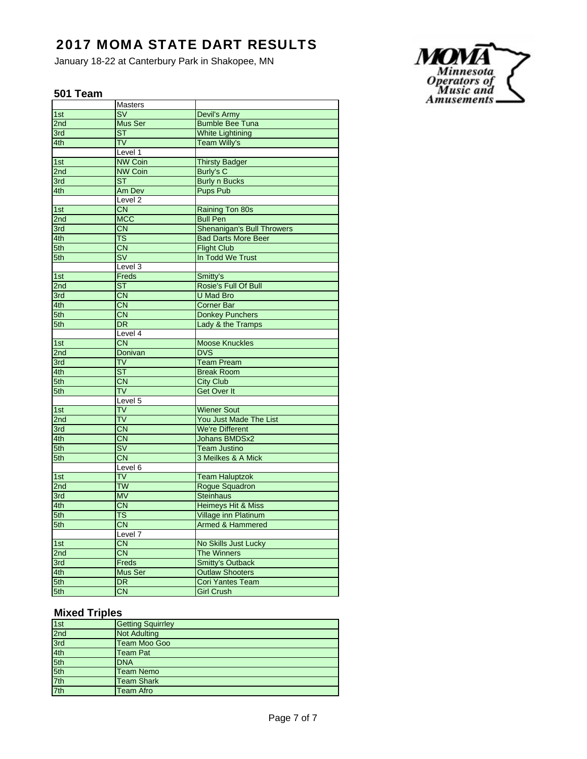# 2017 MOMA STATE DART RESULTS

January 18-22 at Canterbury Park in Shakopee, MN

Minnesota Operators of Music and Amusements

### 501 Team

| | | |
|---|---|---|
| | Masters | |
| 1st | SV | Devil's Army |
| 2nd | Mus Ser | Bumble Bee Tuna |
| 3rd | ST | White Lightining |
| 4th | TV | Team Willy's |
| | Level 1 | |
| 1st | NW Coin | Thirsty Badger |
| 2nd | NW Coin | Burly's C |
| 3rd | ST | Burly n Bucks |
| 4th | Am Dev | Pups Pub |
| | Level 2 | |
| 1st | CN | Raining Ton 80s |
| 2nd | MCC | Bull Pen |
| 3rd | CN | Shenanigan's Bull Throwers |
| 4th | TS | Bad Darts More Beer |
| 5th | CN | Flight Club |
| 5th | SV | In Todd We Trust |
| | Level 3 | |
| 1st | Freds | Smitty's |
| 2nd | ST | Rosie's Full Of Bull |
| 3rd | CN | U Mad Bro |
| 4th | CN | Corner Bar |
| 5th | CN | Donkey Punchers |
| 5th | DR | Lady & the Tramps |
| | Level 4 | |
| 1st | CN | Moose Knuckles |
| 2nd | Donivan | DVS |
| 3rd | TV | Team Pream |
| 4th | ST | Break Room |
| 5th | CN | City Club |
| 5th | TV | Get Over It |
| | Level 5 | |
| 1st | TV | Wiener Sout |
| 2nd | TV | You Just Made The List |
| 3rd | CN | We're Different |
| 4th | CN | Johans BMDSx2 |
| 5th | SV | Team Justino |
| 5th | CN | 3 Meilkes & A Mick |
| | Level 6 | |
| 1st | TV | Team Haluptzok |
| 2nd | TW | Rogue Squadron |
| 3rd | MV | Steinhaus |
| 4th | CN | Heimeys Hit & Miss |
| 5th | TS | Village inn Platinum |
| 5th | CN | Armed & Hammered |
| | Level 7 | |
| 1st | CN | No Skills Just Lucky |
| 2nd | CN | The Winners |
| 3rd | Freds | Smitty's Outback |
| 4th | Mus Ser | Outlaw Shooters |
| 5th | DR | Cori Yantes Team |
| 5th | CN | Girl Crush |

### Mixed Triples

| | |
|---|---|
| 1st | Getting Squirrley |
| 2nd | Not Adulting |
| 3rd | Team Moo Goo |
| 4th | Team Pat |
| 5th | DNA |
| 5th | Team Nemo |
| 7th | Team Shark |
| 7th | Team Afro |